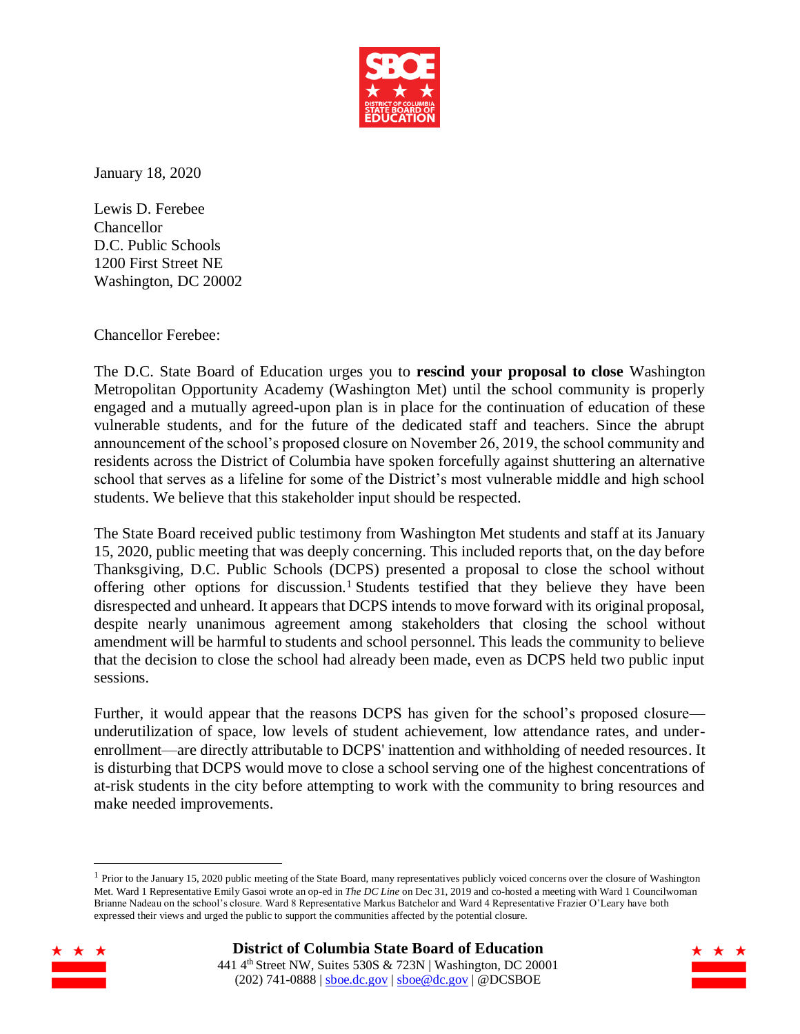January 18, 2020

Lewis D. Ferebee
Chancellor
D.C. Public Schools
1200 First Street NE
Washington, DC 20002

Chancellor Ferebee:

The D.C. State Board of Education urges you to **rescind your proposal to close** Washington Metropolitan Opportunity Academy (Washington Met) until the school community is properly engaged and a mutually agreed-upon plan is in place for the continuation of education of these vulnerable students, and for the future of the dedicated staff and teachers. Since the abrupt announcement of the school's proposed closure on November 26, 2019, the school community and residents across the District of Columbia have spoken forcefully against shuttering an alternative school that serves as a lifeline for some of the District's most vulnerable middle and high school students. We believe that this stakeholder input should be respected.

The State Board received public testimony from Washington Met students and staff at its January 15, 2020, public meeting that was deeply concerning. This included reports that, on the day before Thanksgiving, D.C. Public Schools (DCPS) presented a proposal to close the school without offering other options for discussion.[1] Students testified that they believe they have been disrespected and unheard. It appears that DCPS intends to move forward with its original proposal, despite nearly unanimous agreement among stakeholders that closing the school without amendment will be harmful to students and school personnel. This leads the community to believe that the decision to close the school had already been made, even as DCPS held two public input sessions.

Further, it would appear that the reasons DCPS has given for the school's proposed closure—underutilization of space, low levels of student achievement, low attendance rates, and under-enrollment—are directly attributable to DCPS' inattention and withholding of needed resources. It is disturbing that DCPS would move to close a school serving one of the highest concentrations of at-risk students in the city before attempting to work with the community to bring resources and make needed improvements.

[1] Prior to the January 15, 2020 public meeting of the State Board, many representatives publicly voiced concerns over the closure of Washington Met. Ward 1 Representative Emily Gasoi wrote an op-ed in *The DC Line* on Dec 31, 2019 and co-hosted a meeting with Ward 1 Councilwoman Brianne Nadeau on the school's closure. Ward 8 Representative Markus Batchelor and Ward 4 Representative Frazier O'Leary have both expressed their views and urged the public to support the communities affected by the potential closure.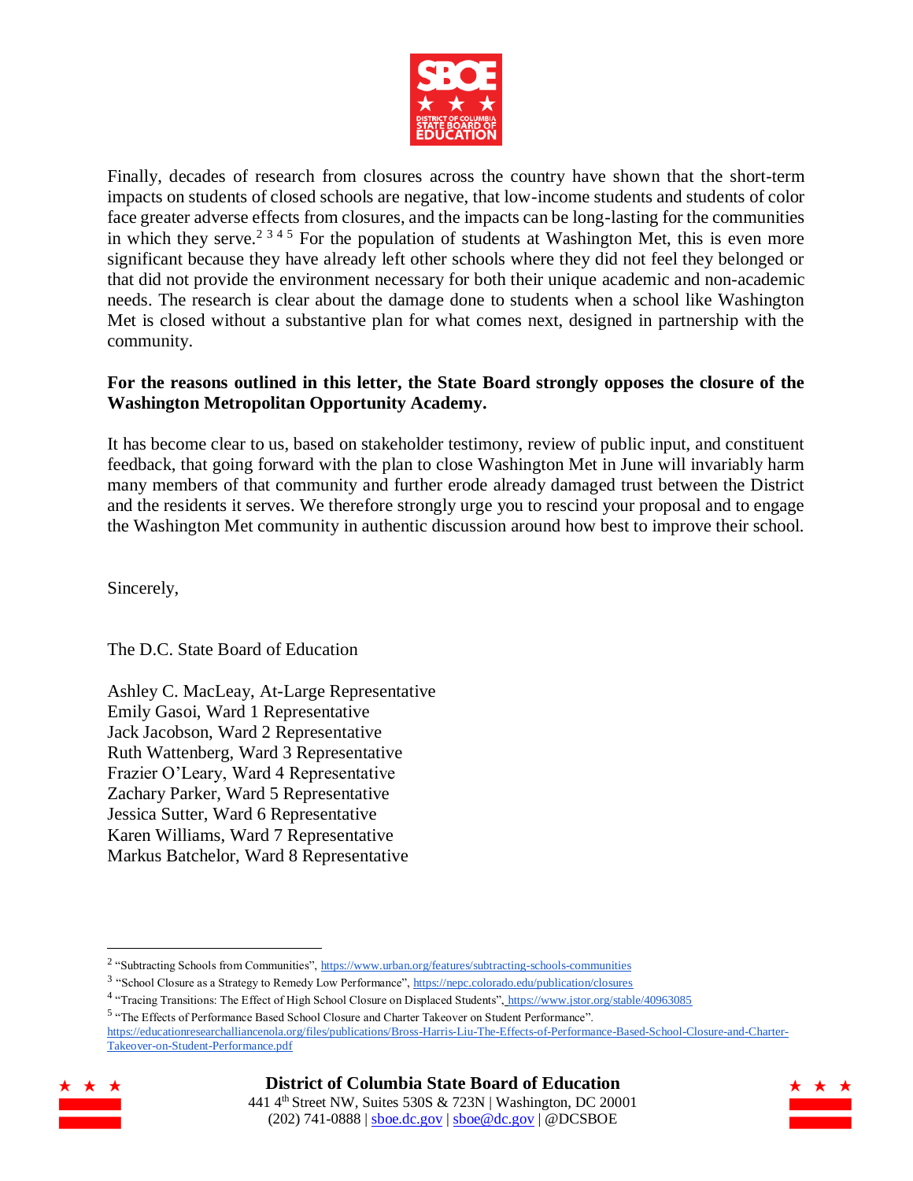Finally, decades of research from closures across the country have shown that the short-term impacts on students of closed schools are negative, that low-income students and students of color face greater adverse effects from closures, and the impacts can be long-lasting for the communities in which they serve.[2] [3] [4] [5] For the population of students at Washington Met, this is even more significant because they have already left other schools where they did not feel they belonged or that did not provide the environment necessary for both their unique academic and non-academic needs. The research is clear about the damage done to students when a school like Washington Met is closed without a substantive plan for what comes next, designed in partnership with the community.

**For the reasons outlined in this letter, the State Board strongly opposes the closure of the Washington Metropolitan Opportunity Academy.**

It has become clear to us, based on stakeholder testimony, review of public input, and constituent feedback, that going forward with the plan to close Washington Met in June will invariably harm many members of that community and further erode already damaged trust between the District and the residents it serves. We therefore strongly urge you to rescind your proposal and to engage the Washington Met community in authentic discussion around how best to improve their school.

Sincerely,

The D.C. State Board of Education

Ashley C. MacLeay, At-Large Representative
Emily Gasoi, Ward 1 Representative
Jack Jacobson, Ward 2 Representative
Ruth Wattenberg, Ward 3 Representative
Frazier O'Leary, Ward 4 Representative
Zachary Parker, Ward 5 Representative
Jessica Sutter, Ward 6 Representative
Karen Williams, Ward 7 Representative
Markus Batchelor, Ward 8 Representative

---

[2] "Subtracting Schools from Communities", https://www.urban.org/features/subtracting-schools-communities

[3] "School Closure as a Strategy to Remedy Low Performance", https://nepc.colorado.edu/publication/closures

[4] "Tracing Transitions: The Effect of High School Closure on Displaced Students", https://www.jstor.org/stable/40963085

[5] "The Effects of Performance Based School Closure and Charter Takeover on Student Performance". https://educationresearchalliancenola.org/files/publications/Bross-Harris-Liu-The-Effects-of-Performance-Based-School-Closure-and-Charter-Takeover-on-Student-Performance.pdf